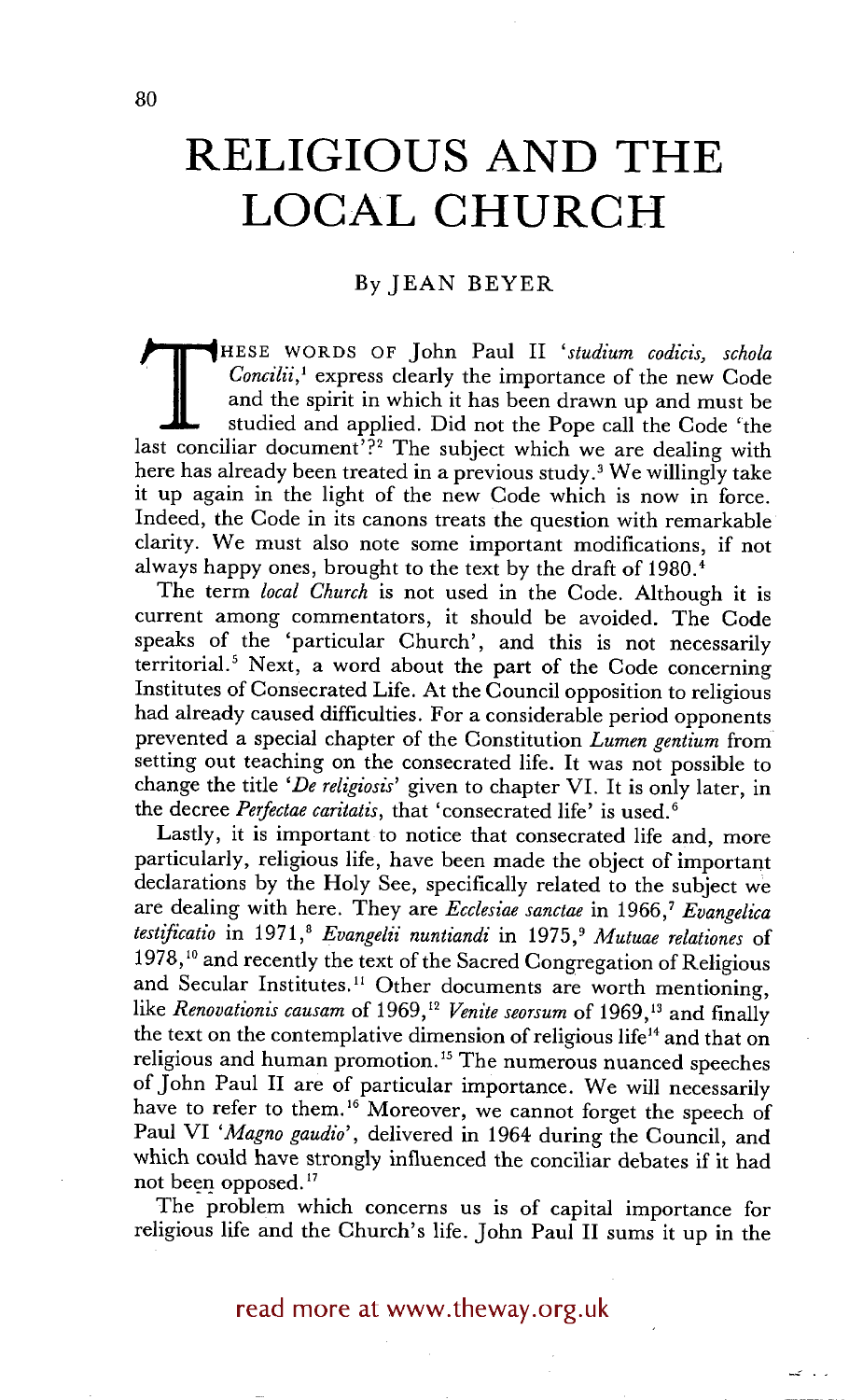# RELIGIOUS AND THE LOCAL CHURCH

By JEAN BEYER

THESE WORDS OF John Paul II '*studium codicis, schola Concilii*,[1] express clearly the importance of the new Code and the spirit in which it has been drawn up and must be studied and applied. Did not the Pope call the Code 'the last conciliar document'?[2] The subject which we are dealing with here has already been treated in a previous study.[3] We willingly take it up again in the light of the new Code which is now in force. Indeed, the Code in its canons treats the question with remarkable clarity. We must also note some important modifications, if not always happy ones, brought to the text by the draft of 1980.[4]

The term *local Church* is not used in the Code. Although it is current among commentators, it should be avoided. The Code speaks of the 'particular Church', and this is not necessarily territorial.[5] Next, a word about the part of the Code concerning Institutes of Consecrated Life. At the Council opposition to religious had already caused difficulties. For a considerable period opponents prevented a special chapter of the Constitution *Lumen gentium* from setting out teaching on the consecrated life. It was not possible to change the title '*De religiosis*' given to chapter VI. It is only later, in the decree *Perfectae caritatis*, that 'consecrated life' is used.[6]

Lastly, it is important to notice that consecrated life and, more particularly, religious life, have been made the object of important declarations by the Holy See, specifically related to the subject we are dealing with here. They are *Ecclesiae sanctae* in 1966,[7] *Evangelica testificatio* in 1971,[8] *Evangelii nuntiandi* in 1975,[9] *Mutuae relationes* of 1978,[10] and recently the text of the Sacred Congregation of Religious and Secular Institutes.[11] Other documents are worth mentioning, like *Renovationis causam* of 1969,[12] *Venite seorsum* of 1969,[13] and finally the text on the contemplative dimension of religious life[14] and that on religious and human promotion.[15] The numerous nuanced speeches of John Paul II are of particular importance. We will necessarily have to refer to them.[16] Moreover, we cannot forget the speech of Paul VI '*Magno gaudio*', delivered in 1964 during the Council, and which could have strongly influenced the conciliar debates if it had not been opposed.[17]

The problem which concerns us is of capital importance for religious life and the Church's life. John Paul II sums it up in the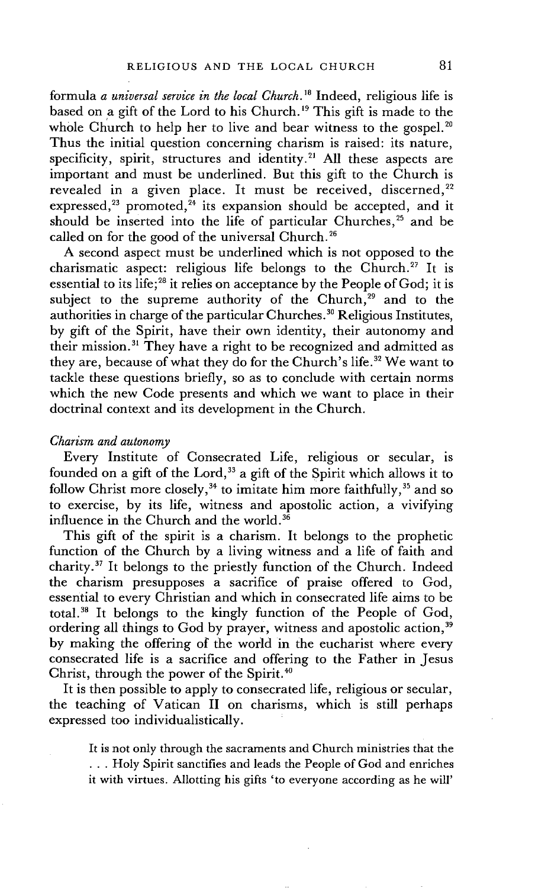formula *a universal service in the local Church.*[18] Indeed, religious life is based on a gift of the Lord to his Church.[19] This gift is made to the whole Church to help her to live and bear witness to the gospel.[20] Thus the initial question concerning charism is raised: its nature, specificity, spirit, structures and identity.[21] All these aspects are important and must be underlined. But this gift to the Church is revealed in a given place. It must be received, discerned,[22] expressed,[23] promoted,[24] its expansion should be accepted, and it should be inserted into the life of particular Churches,[25] and be called on for the good of the universal Church.[26]

A second aspect must be underlined which is not opposed to the charismatic aspect: religious life belongs to the Church.[27] It is essential to its life;[28] it relies on acceptance by the People of God; it is subject to the supreme authority of the Church,[29] and to the authorities in charge of the particular Churches.[30] Religious Institutes, by gift of the Spirit, have their own identity, their autonomy and their mission.[31] They have a right to be recognized and admitted as they are, because of what they do for the Church's life.[32] We want to tackle these questions briefly, so as to conclude with certain norms which the new Code presents and which we want to place in their doctrinal context and its development in the Church.

*Charism and autonomy*

Every Institute of Consecrated Life, religious or secular, is founded on a gift of the Lord,[33] a gift of the Spirit which allows it to follow Christ more closely,[34] to imitate him more faithfully,[35] and so to exercise, by its life, witness and apostolic action, a vivifying influence in the Church and the world.[36]

This gift of the spirit is a charism. It belongs to the prophetic function of the Church by a living witness and a life of faith and charity.[37] It belongs to the priestly function of the Church. Indeed the charism presupposes a sacrifice of praise offered to God, essential to every Christian and which in consecrated life aims to be total.[38] It belongs to the kingly function of the People of God, ordering all things to God by prayer, witness and apostolic action,[39] by making the offering of the world in the eucharist where every consecrated life is a sacrifice and offering to the Father in Jesus Christ, through the power of the Spirit.[40]

It is then possible to apply to consecrated life, religious or secular, the teaching of Vatican II on charisms, which is still perhaps expressed too individualistically.

> It is not only through the sacraments and Church ministries that the . . . Holy Spirit sanctifies and leads the People of God and enriches it with virtues. Allotting his gifts 'to everyone according as he will'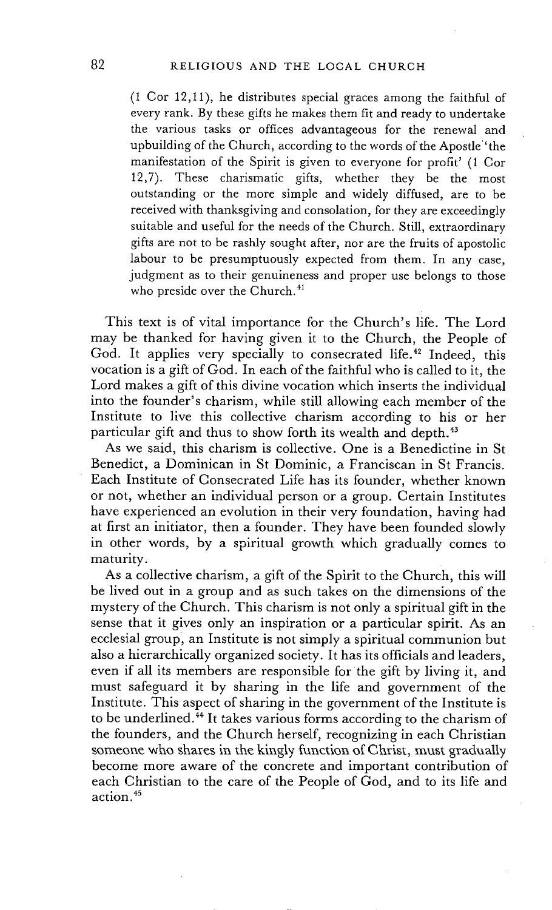> (1 Cor 12,11), he distributes special graces among the faithful of every rank. By these gifts he makes them fit and ready to undertake the various tasks or offices advantageous for the renewal and upbuilding of the Church, according to the words of the Apostle 'the manifestation of the Spirit is given to everyone for profit' (1 Cor 12,7). These charismatic gifts, whether they be the most outstanding or the more simple and widely diffused, are to be received with thanksgiving and consolation, for they are exceedingly suitable and useful for the needs of the Church. Still, extraordinary gifts are not to be rashly sought after, nor are the fruits of apostolic labour to be presumptuously expected from them. In any case, judgment as to their genuineness and proper use belongs to those who preside over the Church.[41]

This text is of vital importance for the Church's life. The Lord may be thanked for having given it to the Church, the People of God. It applies very specially to consecrated life.[42] Indeed, this vocation is a gift of God. In each of the faithful who is called to it, the Lord makes a gift of this divine vocation which inserts the individual into the founder's charism, while still allowing each member of the Institute to live this collective charism according to his or her particular gift and thus to show forth its wealth and depth.[43]

As we said, this charism is collective. One is a Benedictine in St Benedict, a Dominican in St Dominic, a Franciscan in St Francis. Each Institute of Consecrated Life has its founder, whether known or not, whether an individual person or a group. Certain Institutes have experienced an evolution in their very foundation, having had at first an initiator, then a founder. They have been founded slowly in other words, by a spiritual growth which gradually comes to maturity.

As a collective charism, a gift of the Spirit to the Church, this will be lived out in a group and as such takes on the dimensions of the mystery of the Church. This charism is not only a spiritual gift in the sense that it gives only an inspiration or a particular spirit. As an ecclesial group, an Institute is not simply a spiritual communion but also a hierarchically organized society. It has its officials and leaders, even if all its members are responsible for the gift by living it, and must safeguard it by sharing in the life and government of the Institute. This aspect of sharing in the government of the Institute is to be underlined.[44] It takes various forms according to the charism of the founders, and the Church herself, recognizing in each Christian someone who shares in the kingly function of Christ, must gradually become more aware of the concrete and important contribution of each Christian to the care of the People of God, and to its life and action.[45]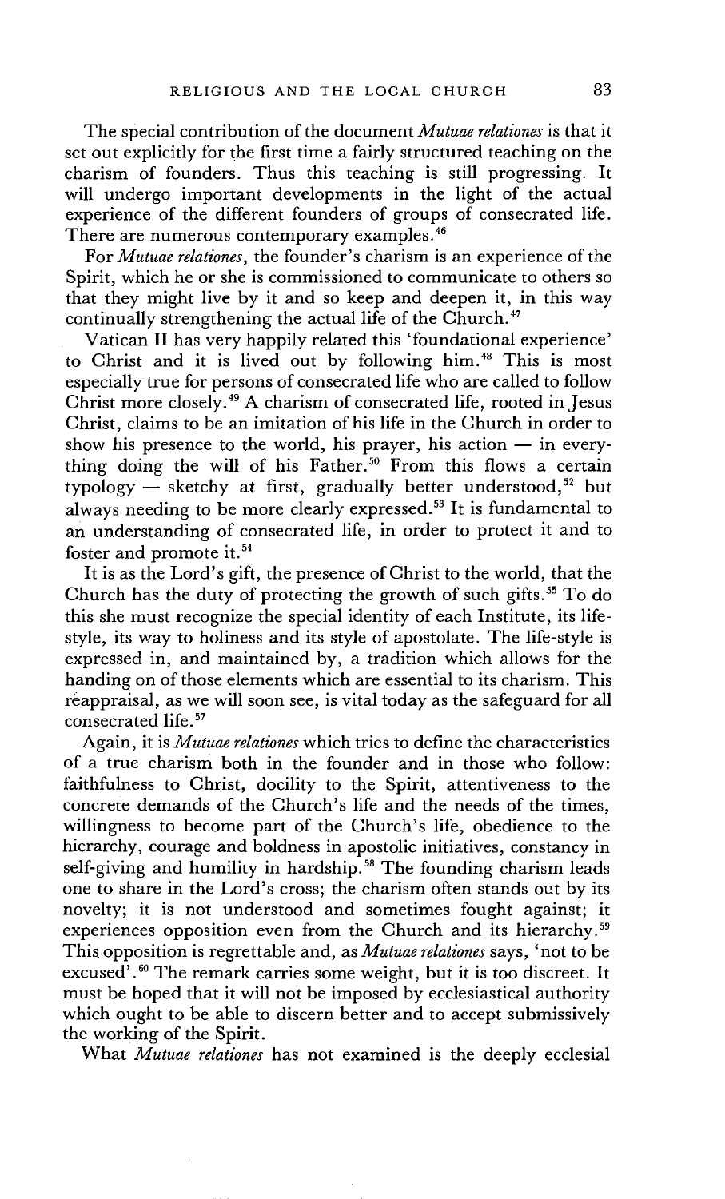The special contribution of the document *Mutuae relationes* is that it set out explicitly for the first time a fairly structured teaching on the charism of founders. Thus this teaching is still progressing. It will undergo important developments in the light of the actual experience of the different founders of groups of consecrated life. There are numerous contemporary examples.[46]

For *Mutuae relationes*, the founder's charism is an experience of the Spirit, which he or she is commissioned to communicate to others so that they might live by it and so keep and deepen it, in this way continually strengthening the actual life of the Church.[47]

Vatican II has very happily related this 'foundational experience' to Christ and it is lived out by following him.[48] This is most especially true for persons of consecrated life who are called to follow Christ more closely.[49] A charism of consecrated life, rooted in Jesus Christ, claims to be an imitation of his life in the Church in order to show his presence to the world, his prayer, his action — in everything doing the will of his Father.[50] From this flows a certain typology — sketchy at first, gradually better understood,[52] but always needing to be more clearly expressed.[53] It is fundamental to an understanding of consecrated life, in order to protect it and to foster and promote it.[54]

It is as the Lord's gift, the presence of Christ to the world, that the Church has the duty of protecting the growth of such gifts.[55] To do this she must recognize the special identity of each Institute, its life-style, its way to holiness and its style of apostolate. The life-style is expressed in, and maintained by, a tradition which allows for the handing on of those elements which are essential to its charism. This reappraisal, as we will soon see, is vital today as the safeguard for all consecrated life.[57]

Again, it is *Mutuae relationes* which tries to define the characteristics of a true charism both in the founder and in those who follow: faithfulness to Christ, docility to the Spirit, attentiveness to the concrete demands of the Church's life and the needs of the times, willingness to become part of the Church's life, obedience to the hierarchy, courage and boldness in apostolic initiatives, constancy in self-giving and humility in hardship.[58] The founding charism leads one to share in the Lord's cross; the charism often stands out by its novelty; it is not understood and sometimes fought against; it experiences opposition even from the Church and its hierarchy.[59] This opposition is regrettable and, as *Mutuae relationes* says, 'not to be excused'.[60] The remark carries some weight, but it is too discreet. It must be hoped that it will not be imposed by ecclesiastical authority which ought to be able to discern better and to accept submissively the working of the Spirit.

What *Mutuae relationes* has not examined is the deeply ecclesial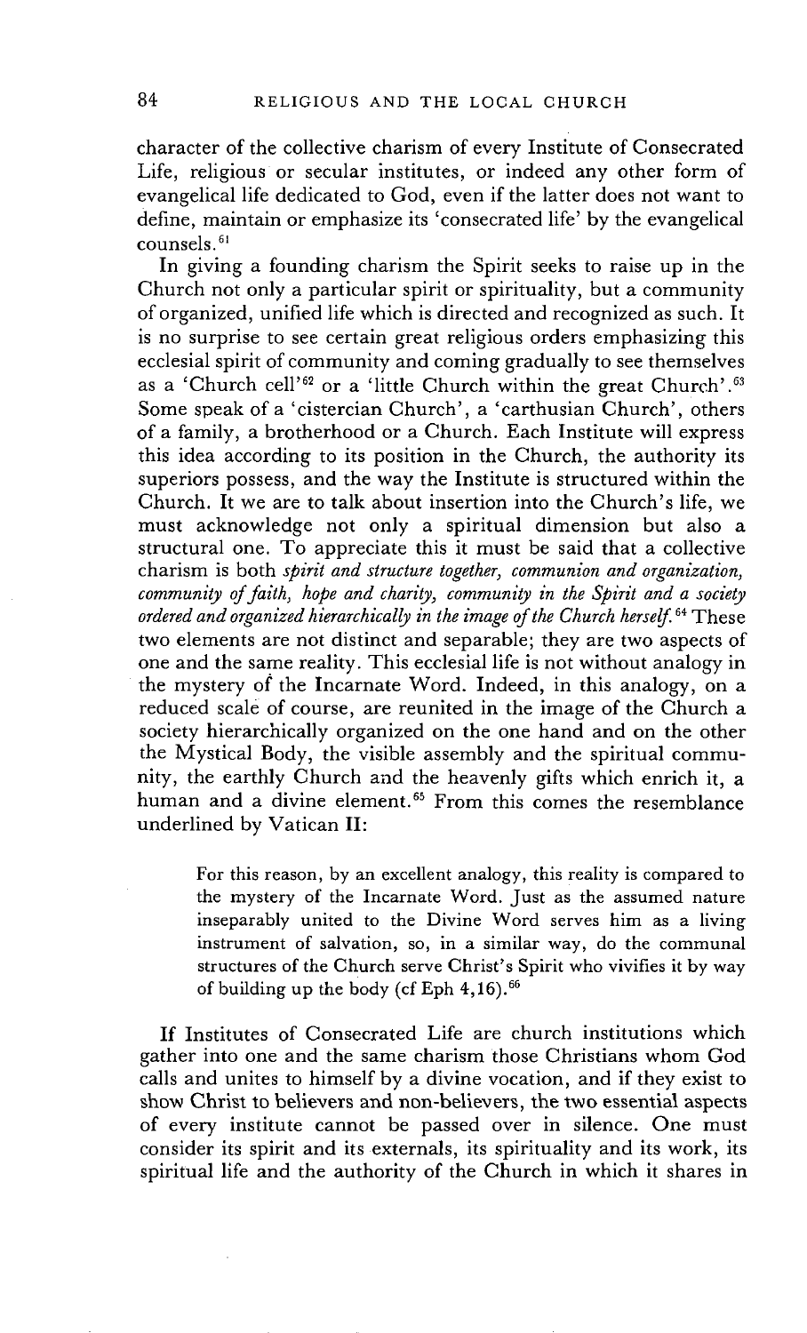character of the collective charism of every Institute of Consecrated Life, religious or secular institutes, or indeed any other form of evangelical life dedicated to God, even if the latter does not want to define, maintain or emphasize its 'consecrated life' by the evangelical counsels.[61]

In giving a founding charism the Spirit seeks to raise up in the Church not only a particular spirit or spirituality, but a community of organized, unified life which is directed and recognized as such. It is no surprise to see certain great religious orders emphasizing this ecclesial spirit of community and coming gradually to see themselves as a 'Church cell'[62] or a 'little Church within the great Church'.[63] Some speak of a 'cistercian Church', a 'carthusian Church', others of a family, a brotherhood or a Church. Each Institute will express this idea according to its position in the Church, the authority its superiors possess, and the way the Institute is structured within the Church. It we are to talk about insertion into the Church's life, we must acknowledge not only a spiritual dimension but also a structural one. To appreciate this it must be said that a collective charism is both *spirit and structure together, communion and organization, community of faith, hope and charity, community in the Spirit and a society ordered and organized hierarchically in the image of the Church herself.*[64] These two elements are not distinct and separable; they are two aspects of one and the same reality. This ecclesial life is not without analogy in the mystery of the Incarnate Word. Indeed, in this analogy, on a reduced scale of course, are reunited in the image of the Church a society hierarchically organized on the one hand and on the other the Mystical Body, the visible assembly and the spiritual community, the earthly Church and the heavenly gifts which enrich it, a human and a divine element.[65] From this comes the resemblance underlined by Vatican II:

> For this reason, by an excellent analogy, this reality is compared to the mystery of the Incarnate Word. Just as the assumed nature inseparably united to the Divine Word serves him as a living instrument of salvation, so, in a similar way, do the communal structures of the Church serve Christ's Spirit who vivifies it by way of building up the body (cf Eph 4,16).[66]

If Institutes of Consecrated Life are church institutions which gather into one and the same charism those Christians whom God calls and unites to himself by a divine vocation, and if they exist to show Christ to believers and non-believers, the two essential aspects of every institute cannot be passed over in silence. One must consider its spirit and its externals, its spirituality and its work, its spiritual life and the authority of the Church in which it shares in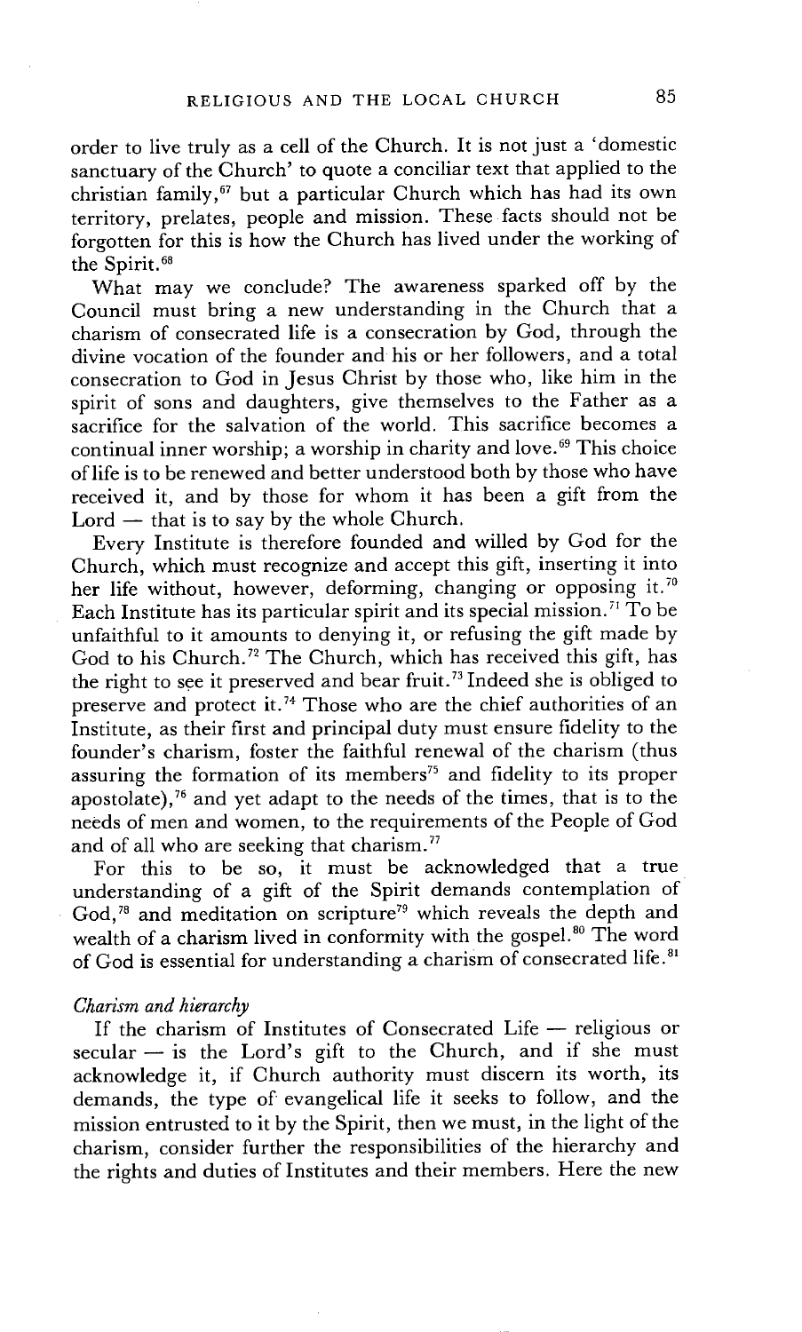order to live truly as a cell of the Church. It is not just a 'domestic sanctuary of the Church' to quote a conciliar text that applied to the christian family,[67] but a particular Church which has had its own territory, prelates, people and mission. These facts should not be forgotten for this is how the Church has lived under the working of the Spirit.[68]

What may we conclude? The awareness sparked off by the Council must bring a new understanding in the Church that a charism of consecrated life is a consecration by God, through the divine vocation of the founder and his or her followers, and a total consecration to God in Jesus Christ by those who, like him in the spirit of sons and daughters, give themselves to the Father as a sacrifice for the salvation of the world. This sacrifice becomes a continual inner worship; a worship in charity and love.[69] This choice of life is to be renewed and better understood both by those who have received it, and by those for whom it has been a gift from the Lord — that is to say by the whole Church.

Every Institute is therefore founded and willed by God for the Church, which must recognize and accept this gift, inserting it into her life without, however, deforming, changing or opposing it.[70] Each Institute has its particular spirit and its special mission.[71] To be unfaithful to it amounts to denying it, or refusing the gift made by God to his Church.[72] The Church, which has received this gift, has the right to see it preserved and bear fruit.[73] Indeed she is obliged to preserve and protect it.[74] Those who are the chief authorities of an Institute, as their first and principal duty must ensure fidelity to the founder's charism, foster the faithful renewal of the charism (thus assuring the formation of its members[75] and fidelity to its proper apostolate),[76] and yet adapt to the needs of the times, that is to the needs of men and women, to the requirements of the People of God and of all who are seeking that charism.[77]

For this to be so, it must be acknowledged that a true understanding of a gift of the Spirit demands contemplation of God,[78] and meditation on scripture[79] which reveals the depth and wealth of a charism lived in conformity with the gospel.[80] The word of God is essential for understanding a charism of consecrated life.[81]

*Charism and hierarchy*

If the charism of Institutes of Consecrated Life — religious or secular — is the Lord's gift to the Church, and if she must acknowledge it, if Church authority must discern its worth, its demands, the type of evangelical life it seeks to follow, and the mission entrusted to it by the Spirit, then we must, in the light of the charism, consider further the responsibilities of the hierarchy and the rights and duties of Institutes and their members. Here the new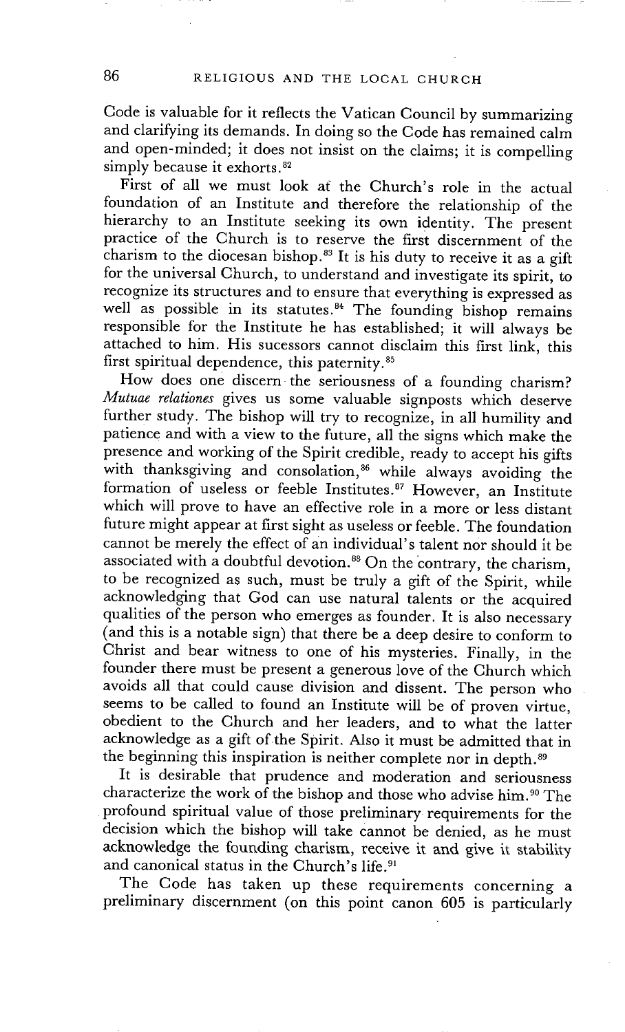Code is valuable for it reflects the Vatican Council by summarizing and clarifying its demands. In doing so the Code has remained calm and open-minded; it does not insist on the claims; it is compelling simply because it exhorts.[82]

First of all we must look at the Church's role in the actual foundation of an Institute and therefore the relationship of the hierarchy to an Institute seeking its own identity. The present practice of the Church is to reserve the first discernment of the charism to the diocesan bishop.[83] It is his duty to receive it as a gift for the universal Church, to understand and investigate its spirit, to recognize its structures and to ensure that everything is expressed as well as possible in its statutes.[84] The founding bishop remains responsible for the Institute he has established; it will always be attached to him. His sucessors cannot disclaim this first link, this first spiritual dependence, this paternity.[85]

How does one discern the seriousness of a founding charism? *Mutuae relationes* gives us some valuable signposts which deserve further study. The bishop will try to recognize, in all humility and patience and with a view to the future, all the signs which make the presence and working of the Spirit credible, ready to accept his gifts with thanksgiving and consolation,[86] while always avoiding the formation of useless or feeble Institutes.[87] However, an Institute which will prove to have an effective role in a more or less distant future might appear at first sight as useless or feeble. The foundation cannot be merely the effect of an individual's talent nor should it be associated with a doubtful devotion.[88] On the contrary, the charism, to be recognized as such, must be truly a gift of the Spirit, while acknowledging that God can use natural talents or the acquired qualities of the person who emerges as founder. It is also necessary (and this is a notable sign) that there be a deep desire to conform to Christ and bear witness to one of his mysteries. Finally, in the founder there must be present a generous love of the Church which avoids all that could cause division and dissent. The person who seems to be called to found an Institute will be of proven virtue, obedient to the Church and her leaders, and to what the latter acknowledge as a gift of the Spirit. Also it must be admitted that in the beginning this inspiration is neither complete nor in depth.[89]

It is desirable that prudence and moderation and seriousness characterize the work of the bishop and those who advise him.[90] The profound spiritual value of those preliminary requirements for the decision which the bishop will take cannot be denied, as he must acknowledge the founding charism, receive it and give it stability and canonical status in the Church's life.[91]

The Code has taken up these requirements concerning a preliminary discernment (on this point canon 605 is particularly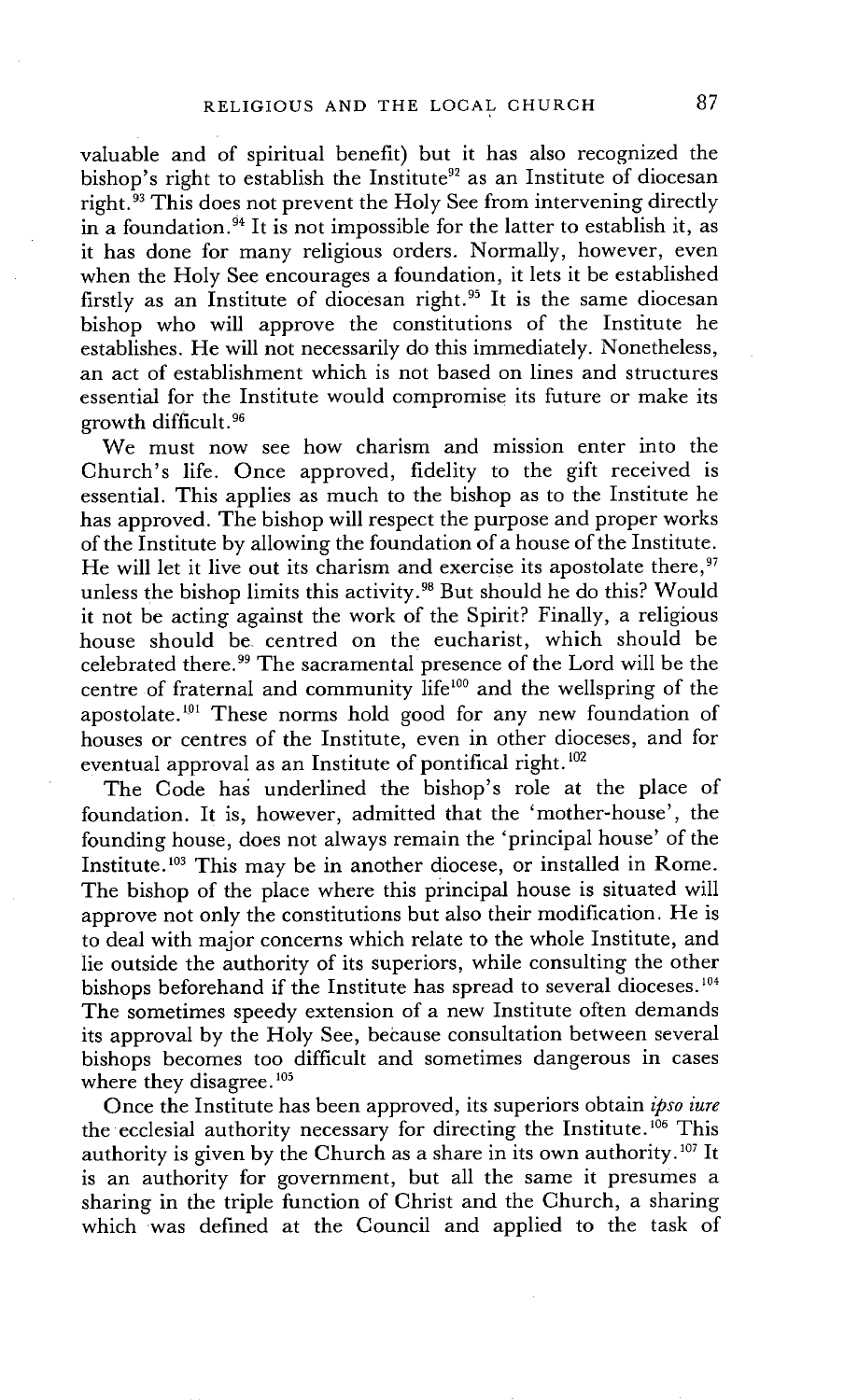valuable and of spiritual benefit) but it has also recognized the bishop's right to establish the Institute[92] as an Institute of diocesan right.[93] This does not prevent the Holy See from intervening directly in a foundation.[94] It is not impossible for the latter to establish it, as it has done for many religious orders. Normally, however, even when the Holy See encourages a foundation, it lets it be established firstly as an Institute of diocesan right.[95] It is the same diocesan bishop who will approve the constitutions of the Institute he establishes. He will not necessarily do this immediately. Nonetheless, an act of establishment which is not based on lines and structures essential for the Institute would compromise its future or make its growth difficult.[96]

We must now see how charism and mission enter into the Church's life. Once approved, fidelity to the gift received is essential. This applies as much to the bishop as to the Institute he has approved. The bishop will respect the purpose and proper works of the Institute by allowing the foundation of a house of the Institute. He will let it live out its charism and exercise its apostolate there,[97] unless the bishop limits this activity.[98] But should he do this? Would it not be acting against the work of the Spirit? Finally, a religious house should be centred on the eucharist, which should be celebrated there.[99] The sacramental presence of the Lord will be the centre of fraternal and community life[100] and the wellspring of the apostolate.[101] These norms hold good for any new foundation of houses or centres of the Institute, even in other dioceses, and for eventual approval as an Institute of pontifical right.[102]

The Code has underlined the bishop's role at the place of foundation. It is, however, admitted that the 'mother-house', the founding house, does not always remain the 'principal house' of the Institute.[103] This may be in another diocese, or installed in Rome. The bishop of the place where this principal house is situated will approve not only the constitutions but also their modification. He is to deal with major concerns which relate to the whole Institute, and lie outside the authority of its superiors, while consulting the other bishops beforehand if the Institute has spread to several dioceses.[104] The sometimes speedy extension of a new Institute often demands its approval by the Holy See, because consultation between several bishops becomes too difficult and sometimes dangerous in cases where they disagree.[105]

Once the Institute has been approved, its superiors obtain *ipso iure* the ecclesial authority necessary for directing the Institute.[106] This authority is given by the Church as a share in its own authority.[107] It is an authority for government, but all the same it presumes a sharing in the triple function of Christ and the Church, a sharing which was defined at the Council and applied to the task of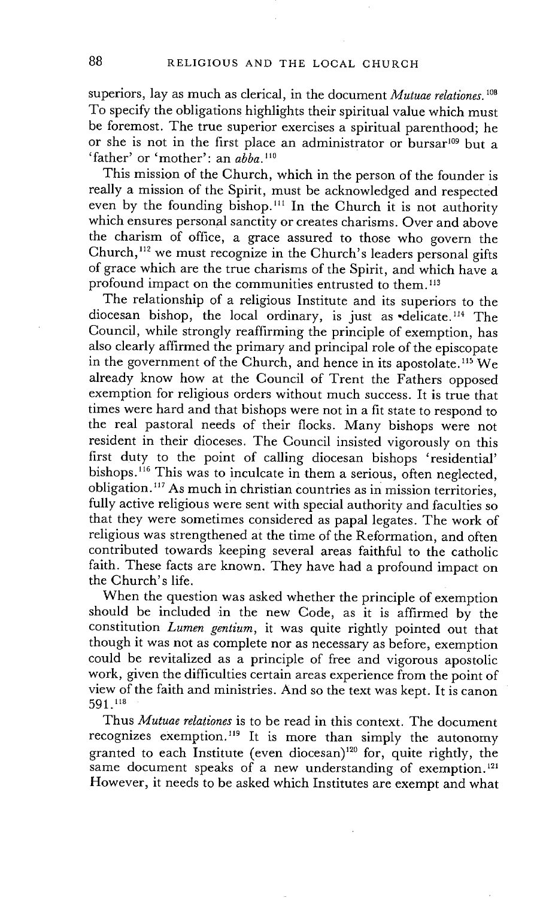superiors, lay as much as clerical, in the document *Mutuae relationes*.[108] To specify the obligations highlights their spiritual value which must be foremost. The true superior exercises a spiritual parenthood; he or she is not in the first place an administrator or bursar[109] but a 'father' or 'mother': an *abba*.[110]

This mission of the Church, which in the person of the founder is really a mission of the Spirit, must be acknowledged and respected even by the founding bishop.[111] In the Church it is not authority which ensures personal sanctity or creates charisms. Over and above the charism of office, a grace assured to those who govern the Church,[112] we must recognize in the Church's leaders personal gifts of grace which are the true charisms of the Spirit, and which have a profound impact on the communities entrusted to them.[113]

The relationship of a religious Institute and its superiors to the diocesan bishop, the local ordinary, is just as delicate.[114] The Council, while strongly reaffirming the principle of exemption, has also clearly affirmed the primary and principal role of the episcopate in the government of the Church, and hence in its apostolate.[115] We already know how at the Council of Trent the Fathers opposed exemption for religious orders without much success. It is true that times were hard and that bishops were not in a fit state to respond to the real pastoral needs of their flocks. Many bishops were not resident in their dioceses. The Council insisted vigorously on this first duty to the point of calling diocesan bishops 'residential' bishops.[116] This was to inculcate in them a serious, often neglected, obligation.[117] As much in christian countries as in mission territories, fully active religious were sent with special authority and faculties so that they were sometimes considered as papal legates. The work of religious was strengthened at the time of the Reformation, and often contributed towards keeping several areas faithful to the catholic faith. These facts are known. They have had a profound impact on the Church's life.

When the question was asked whether the principle of exemption should be included in the new Code, as it is affirmed by the constitution *Lumen gentium*, it was quite rightly pointed out that though it was not as complete nor as necessary as before, exemption could be revitalized as a principle of free and vigorous apostolic work, given the difficulties certain areas experience from the point of view of the faith and ministries. And so the text was kept. It is canon 591.[118]

Thus *Mutuae relationes* is to be read in this context. The document recognizes exemption.[119] It is more than simply the autonomy granted to each Institute (even diocesan)[120] for, quite rightly, the same document speaks of a new understanding of exemption.[121] However, it needs to be asked which Institutes are exempt and what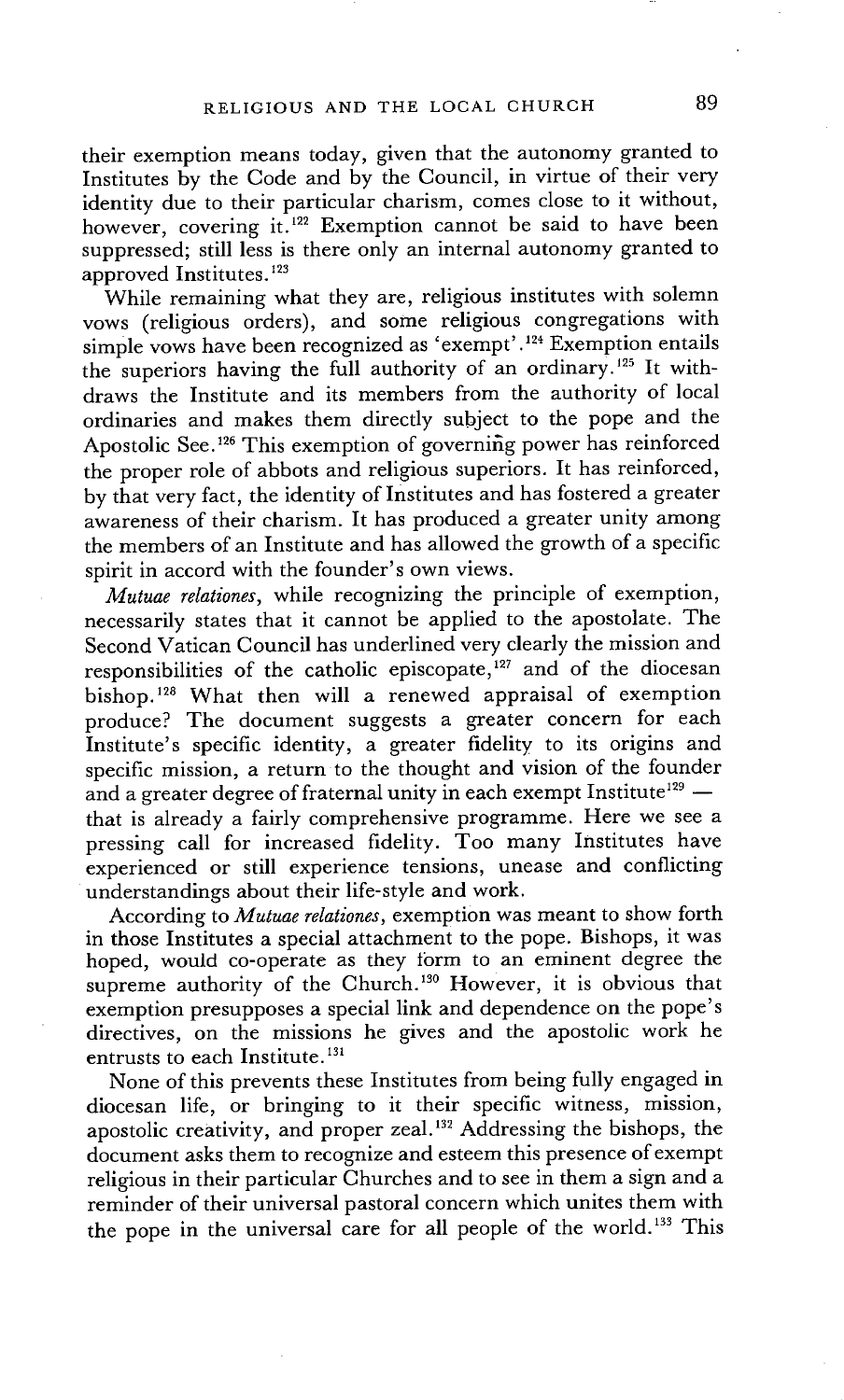their exemption means today, given that the autonomy granted to Institutes by the Code and by the Council, in virtue of their very identity due to their particular charism, comes close to it without, however, covering it.[122] Exemption cannot be said to have been suppressed; still less is there only an internal autonomy granted to approved Institutes.[123]

While remaining what they are, religious institutes with solemn vows (religious orders), and some religious congregations with simple vows have been recognized as 'exempt'.[124] Exemption entails the superiors having the full authority of an ordinary.[125] It withdraws the Institute and its members from the authority of local ordinaries and makes them directly subject to the pope and the Apostolic See.[126] This exemption of governing power has reinforced the proper role of abbots and religious superiors. It has reinforced, by that very fact, the identity of Institutes and has fostered a greater awareness of their charism. It has produced a greater unity among the members of an Institute and has allowed the growth of a specific spirit in accord with the founder's own views.

*Mutuae relationes*, while recognizing the principle of exemption, necessarily states that it cannot be applied to the apostolate. The Second Vatican Council has underlined very clearly the mission and responsibilities of the catholic episcopate,[127] and of the diocesan bishop.[128] What then will a renewed appraisal of exemption produce? The document suggests a greater concern for each Institute's specific identity, a greater fidelity to its origins and specific mission, a return to the thought and vision of the founder and a greater degree of fraternal unity in each exempt Institute[129] — that is already a fairly comprehensive programme. Here we see a pressing call for increased fidelity. Too many Institutes have experienced or still experience tensions, unease and conflicting understandings about their life-style and work.

According to *Mutuae relationes*, exemption was meant to show forth in those Institutes a special attachment to the pope. Bishops, it was hoped, would co-operate as they form to an eminent degree the supreme authority of the Church.[130] However, it is obvious that exemption presupposes a special link and dependence on the pope's directives, on the missions he gives and the apostolic work he entrusts to each Institute.[131]

None of this prevents these Institutes from being fully engaged in diocesan life, or bringing to it their specific witness, mission, apostolic creativity, and proper zeal.[132] Addressing the bishops, the document asks them to recognize and esteem this presence of exempt religious in their particular Churches and to see in them a sign and a reminder of their universal pastoral concern which unites them with the pope in the universal care for all people of the world.[133] This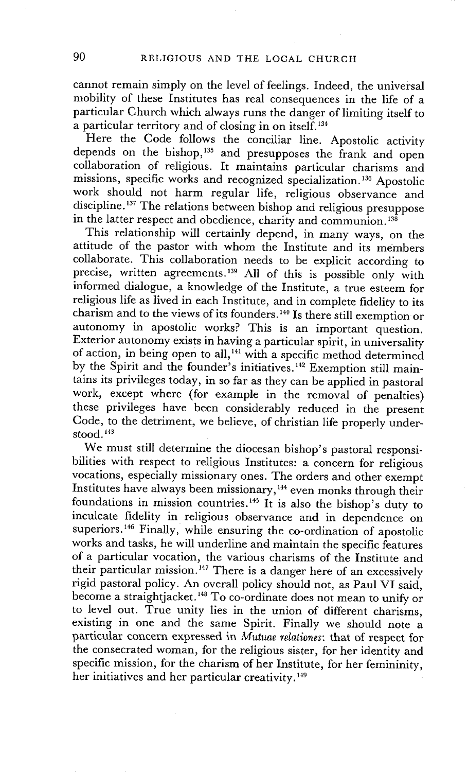cannot remain simply on the level of feelings. Indeed, the universal mobility of these Institutes has real consequences in the life of a particular Church which always runs the danger of limiting itself to a particular territory and of closing in on itself.[134]

Here the Code follows the conciliar line. Apostolic activity depends on the bishop,[135] and presupposes the frank and open collaboration of religious. It maintains particular charisms and missions, specific works and recognized specialization.[136] Apostolic work should not harm regular life, religious observance and discipline.[137] The relations between bishop and religious presuppose in the latter respect and obedience, charity and communion.[138]

This relationship will certainly depend, in many ways, on the attitude of the pastor with whom the Institute and its members collaborate. This collaboration needs to be explicit according to precise, written agreements.[139] All of this is possible only with informed dialogue, a knowledge of the Institute, a true esteem for religious life as lived in each Institute, and in complete fidelity to its charism and to the views of its founders.[140] Is there still exemption or autonomy in apostolic works? This is an important question. Exterior autonomy exists in having a particular spirit, in universality of action, in being open to all,[141] with a specific method determined by the Spirit and the founder's initiatives.[142] Exemption still maintains its privileges today, in so far as they can be applied in pastoral work, except where (for example in the removal of penalties) these privileges have been considerably reduced in the present Code, to the detriment, we believe, of christian life properly understood.[143]

We must still determine the diocesan bishop's pastoral responsibilities with respect to religious Institutes: a concern for religious vocations, especially missionary ones. The orders and other exempt Institutes have always been missionary,[144] even monks through their foundations in mission countries.[145] It is also the bishop's duty to inculcate fidelity in religious observance and in dependence on superiors.[146] Finally, while ensuring the co-ordination of apostolic works and tasks, he will underline and maintain the specific features of a particular vocation, the various charisms of the Institute and their particular mission.[147] There is a danger here of an excessively rigid pastoral policy. An overall policy should not, as Paul VI said, become a straightjacket.[148] To co-ordinate does not mean to unify or to level out. True unity lies in the union of different charisms, existing in one and the same Spirit. Finally we should note a particular concern expressed in *Mutuae relationes*: that of respect for the consecrated woman, for the religious sister, for her identity and specific mission, for the charism of her Institute, for her femininity, her initiatives and her particular creativity.[149]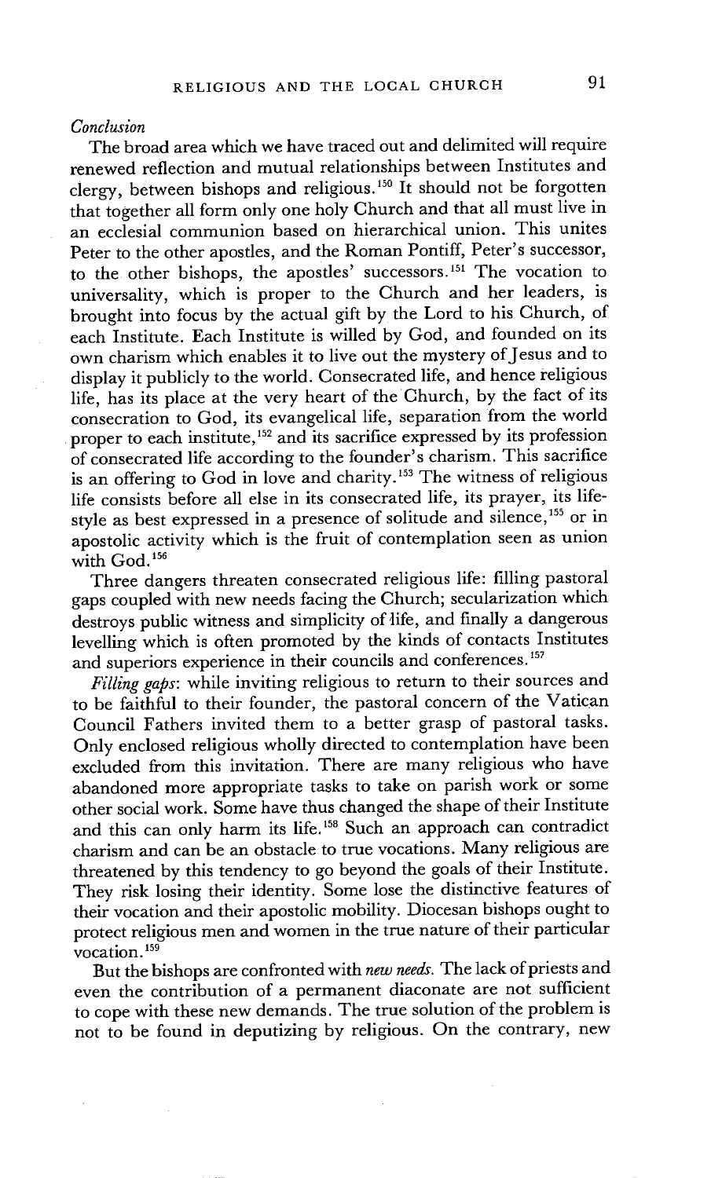*Conclusion*

The broad area which we have traced out and delimited will require renewed reflection and mutual relationships between Institutes and clergy, between bishops and religious.[150] It should not be forgotten that together all form only one holy Church and that all must live in an ecclesial communion based on hierarchical union. This unites Peter to the other apostles, and the Roman Pontiff, Peter's successor, to the other bishops, the apostles' successors.[151] The vocation to universality, which is proper to the Church and her leaders, is brought into focus by the actual gift by the Lord to his Church, of each Institute. Each Institute is willed by God, and founded on its own charism which enables it to live out the mystery of Jesus and to display it publicly to the world. Consecrated life, and hence religious life, has its place at the very heart of the Church, by the fact of its consecration to God, its evangelical life, separation from the world proper to each institute,[152] and its sacrifice expressed by its profession of consecrated life according to the founder's charism. This sacrifice is an offering to God in love and charity.[153] The witness of religious life consists before all else in its consecrated life, its prayer, its life-style as best expressed in a presence of solitude and silence,[155] or in apostolic activity which is the fruit of contemplation seen as union with God.[156]

Three dangers threaten consecrated religious life: filling pastoral gaps coupled with new needs facing the Church; secularization which destroys public witness and simplicity of life, and finally a dangerous levelling which is often promoted by the kinds of contacts Institutes and superiors experience in their councils and conferences.[157]

*Filling gaps*: while inviting religious to return to their sources and to be faithful to their founder, the pastoral concern of the Vatican Council Fathers invited them to a better grasp of pastoral tasks. Only enclosed religious wholly directed to contemplation have been excluded from this invitation. There are many religious who have abandoned more appropriate tasks to take on parish work or some other social work. Some have thus changed the shape of their Institute and this can only harm its life.[158] Such an approach can contradict charism and can be an obstacle to true vocations. Many religious are threatened by this tendency to go beyond the goals of their Institute. They risk losing their identity. Some lose the distinctive features of their vocation and their apostolic mobility. Diocesan bishops ought to protect religious men and women in the true nature of their particular vocation.[159]

But the bishops are confronted with *new needs*. The lack of priests and even the contribution of a permanent diaconate are not sufficient to cope with these new demands. The true solution of the problem is not to be found in deputizing by religious. On the contrary, new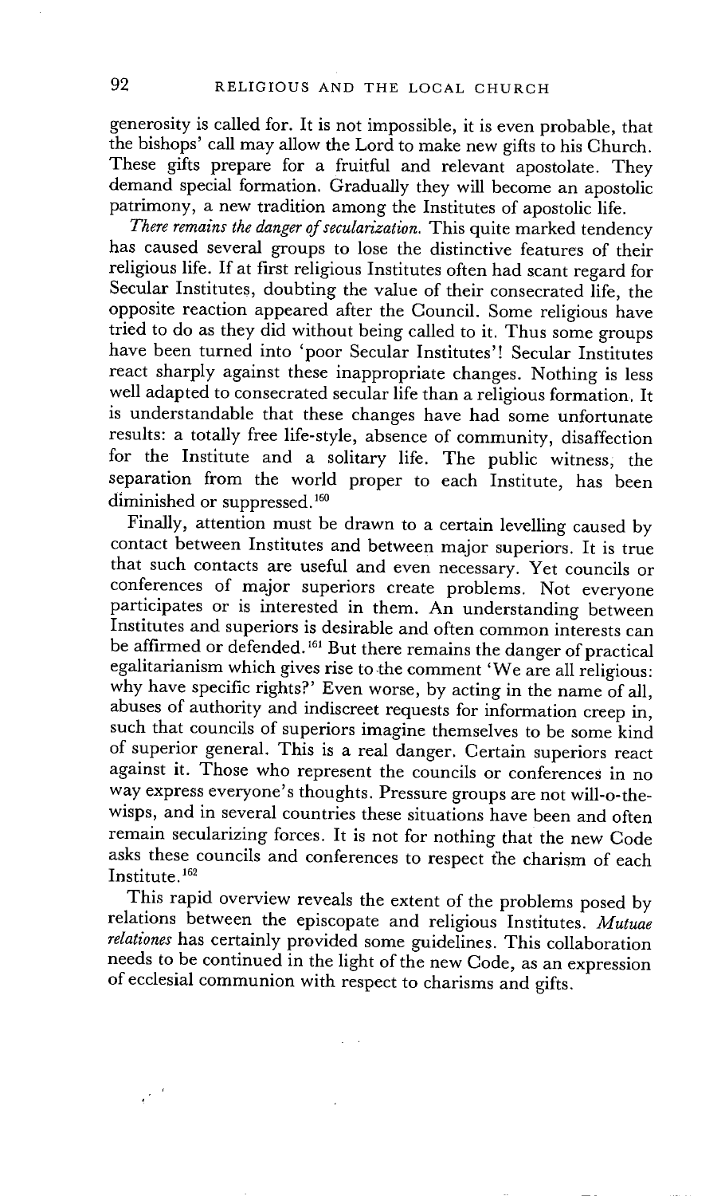generosity is called for. It is not impossible, it is even probable, that the bishops' call may allow the Lord to make new gifts to his Church. These gifts prepare for a fruitful and relevant apostolate. They demand special formation. Gradually they will become an apostolic patrimony, a new tradition among the Institutes of apostolic life.

*There remains the danger of secularization.* This quite marked tendency has caused several groups to lose the distinctive features of their religious life. If at first religious Institutes often had scant regard for Secular Institutes, doubting the value of their consecrated life, the opposite reaction appeared after the Council. Some religious have tried to do as they did without being called to it. Thus some groups have been turned into 'poor Secular Institutes'! Secular Institutes react sharply against these inappropriate changes. Nothing is less well adapted to consecrated secular life than a religious formation. It is understandable that these changes have had some unfortunate results: a totally free life-style, absence of community, disaffection for the Institute and a solitary life. The public witness, the separation from the world proper to each Institute, has been diminished or suppressed.[160]

Finally, attention must be drawn to a certain levelling caused by contact between Institutes and between major superiors. It is true that such contacts are useful and even necessary. Yet councils or conferences of major superiors create problems. Not everyone participates or is interested in them. An understanding between Institutes and superiors is desirable and often common interests can be affirmed or defended.[161] But there remains the danger of practical egalitarianism which gives rise to the comment 'We are all religious: why have specific rights?' Even worse, by acting in the name of all, abuses of authority and indiscreet requests for information creep in, such that councils of superiors imagine themselves to be some kind of superior general. This is a real danger. Certain superiors react against it. Those who represent the councils or conferences in no way express everyone's thoughts. Pressure groups are not will-o-the-wisps, and in several countries these situations have been and often remain secularizing forces. It is not for nothing that the new Code asks these councils and conferences to respect the charism of each Institute.[162]

This rapid overview reveals the extent of the problems posed by relations between the episcopate and religious Institutes. *Mutuae relationes* has certainly provided some guidelines. This collaboration needs to be continued in the light of the new Code, as an expression of ecclesial communion with respect to charisms and gifts.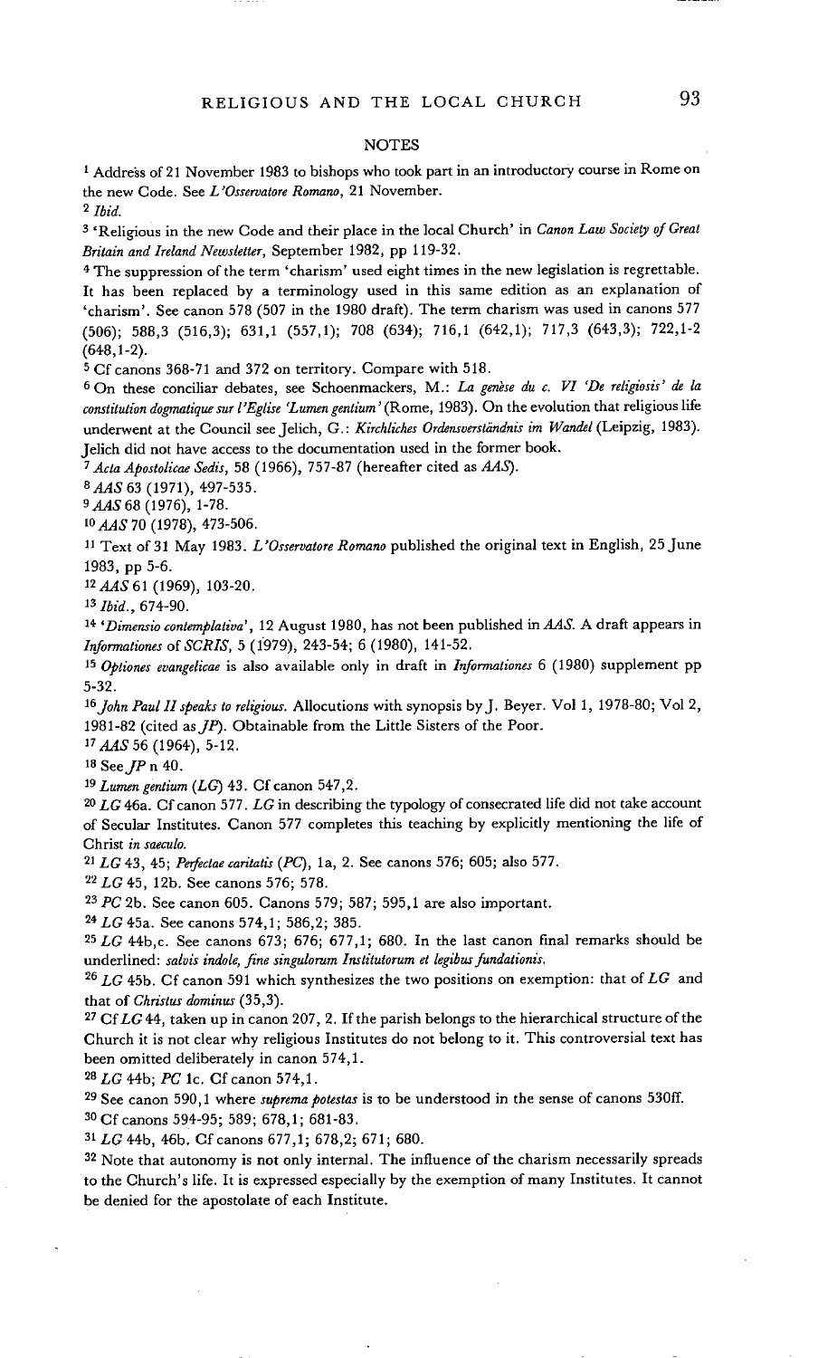## NOTES

[1] Address of 21 November 1983 to bishops who took part in an introductory course in Rome on the new Code. See *L'Osservatore Romano*, 21 November.

[2] *Ibid.*

[3] 'Religious in the new Code and their place in the local Church' in *Canon Law Society of Great Britain and Ireland Newsletter*, September 1982, pp 119-32.

[4] The suppression of the term 'charism' used eight times in the new legislation is regrettable. It has been replaced by a terminology used in this same edition as an explanation of 'charism'. See canon 578 (507 in the 1980 draft). The term charism was used in canons 577 (506); 588,3 (516,3); 631,1 (557,1); 708 (634); 716,1 (642,1); 717,3 (643,3); 722,1-2 (648,1-2).

[5] Cf canons 368-71 and 372 on territory. Compare with 518.

[6] On these conciliar debates, see Schoenmackers, M.: *La genèse du c. VI 'De religiosis' de la constitution dogmatique sur l'Eglise 'Lumen gentium'* (Rome, 1983). On the evolution that religious life underwent at the Council see Jelich, G.: *Kirchliches Ordensverständnis im Wandel* (Leipzig, 1983). Jelich did not have access to the documentation used in the former book.

[7] *Acta Apostolicae Sedis*, 58 (1966), 757-87 (hereafter cited as *AAS*).

[8] *AAS* 63 (1971), 497-535.

[9] *AAS* 68 (1976), 1-78.

[10] *AAS* 70 (1978), 473-506.

[11] Text of 31 May 1983. *L'Osservatore Romano* published the original text in English, 25 June 1983, pp 5-6.

[12] *AAS* 61 (1969), 103-20.

[13] *Ibid.*, 674-90.

[14] *'Dimensio contemplativa'*, 12 August 1980, has not been published in *AAS*. A draft appears in *Informationes* of *SCRIS*, 5 (1979), 243-54; 6 (1980), 141-52.

[15] *Optiones evangelicae* is also available only in draft in *Informationes* 6 (1980) supplement pp 5-32.

[16] *John Paul II speaks to religious.* Allocutions with synopsis by J. Beyer. Vol 1, 1978-80; Vol 2, 1981-82 (cited as *JP*). Obtainable from the Little Sisters of the Poor.

[17] *AAS* 56 (1964), 5-12.

[18] See *JP* n 40.

[19] *Lumen gentium* (*LG*) 43. Cf canon 547,2.

[20] *LG* 46a. Cf canon 577. *LG* in describing the typology of consecrated life did not take account of Secular Institutes. Canon 577 completes this teaching by explicitly mentioning the life of Christ *in saeculo*.

[21] *LG* 43, 45; *Perfectae caritatis* (*PC*), 1a, 2. See canons 576; 605; also 577.

[22] *LG* 45, 12b. See canons 576; 578.

[23] *PC* 2b. See canon 605. Canons 579; 587; 595,1 are also important.

[24] *LG* 45a. See canons 574,1; 586,2; 385.

[25] *LG* 44b,c. See canons 673; 676; 677,1; 680. In the last canon final remarks should be underlined: *salvis indole, fine singulorum Institutorum et legibus fundationis*.

[26] *LG* 45b. Cf canon 591 which synthesizes the two positions on exemption: that of *LG* and that of *Christus dominus* (35,3).

[27] Cf *LG* 44, taken up in canon 207, 2. If the parish belongs to the hierarchical structure of the Church it is not clear why religious Institutes do not belong to it. This controversial text has been omitted deliberately in canon 574,1.

[28] *LG* 44b; *PC* 1c. Cf canon 574,1.

[29] See canon 590,1 where *suprema potestas* is to be understood in the sense of canons 530ff.

[30] Cf canons 594-95; 589; 678,1; 681-83.

[31] *LG* 44b, 46b. Cf canons 677,1; 678,2; 671; 680.

[32] Note that autonomy is not only internal. The influence of the charism necessarily spreads to the Church's life. It is expressed especially by the exemption of many Institutes. It cannot be denied for the apostolate of each Institute.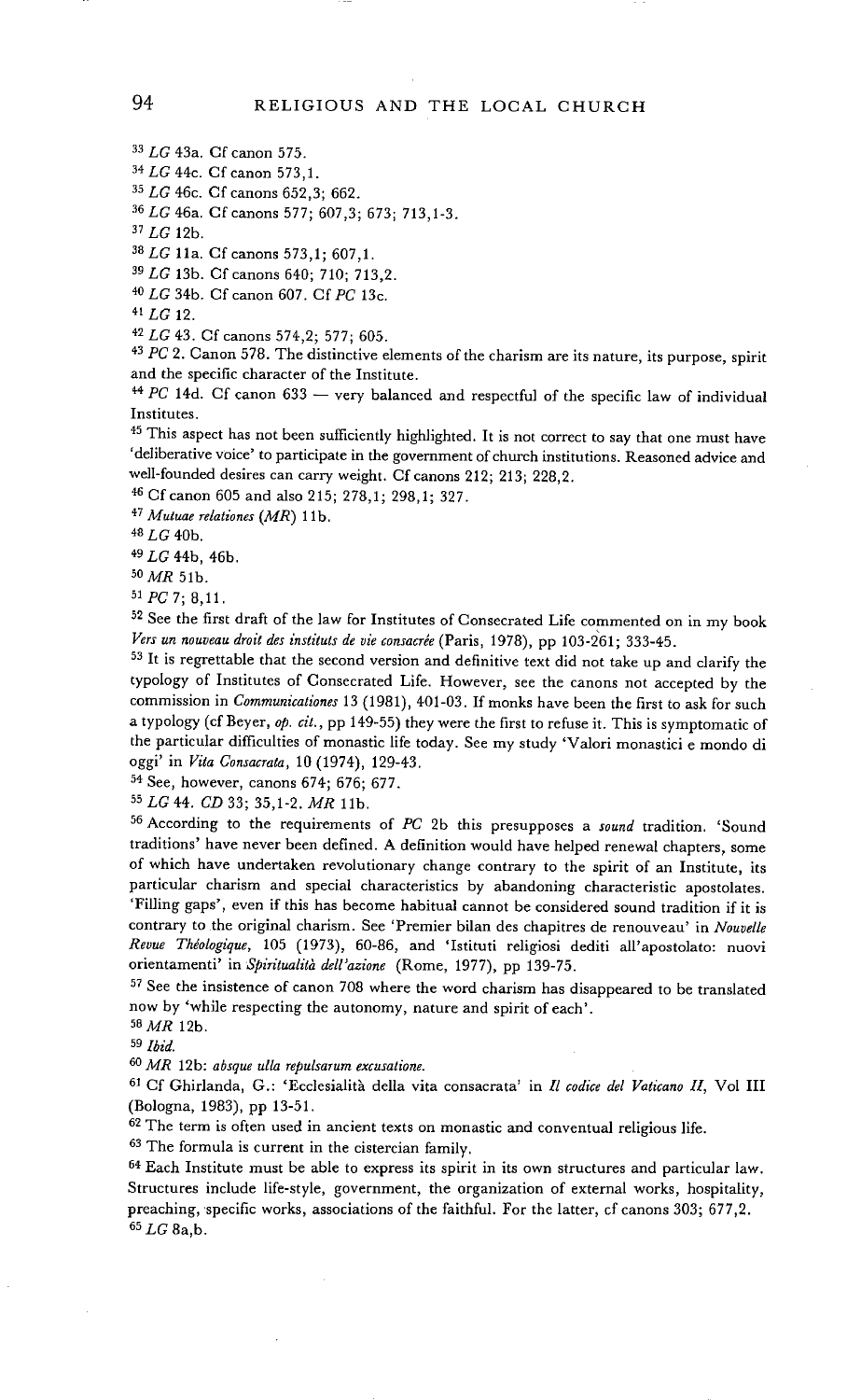[33] *LG* 43a. Cf canon 575.

[34] *LG* 44c. Cf canon 573,1.

[35] *LG* 46c. Cf canons 652,3; 662.

[36] *LG* 46a. Cf canons 577; 607,3; 673; 713,1-3.

[37] *LG* 12b.

[38] *LG* 11a. Cf canons 573,1; 607,1.

[39] *LG* 13b. Cf canons 640; 710; 713,2.

[40] *LG* 34b. Cf canon 607. Cf *PC* 13c.

[41] *LG* 12.

[42] *LG* 43. Cf canons 574,2; 577; 605.

[43] *PC* 2. Canon 578. The distinctive elements of the charism are its nature, its purpose, spirit and the specific character of the Institute.

[44] *PC* 14d. Cf canon 633 — very balanced and respectful of the specific law of individual Institutes.

[45] This aspect has not been sufficiently highlighted. It is not correct to say that one must have 'deliberative voice' to participate in the government of church institutions. Reasoned advice and well-founded desires can carry weight. Cf canons 212; 213; 228,2.

[46] Cf canon 605 and also 215; 278,1; 298,1; 327.

[47] *Mutuae relationes (MR)* 11b.

[48] *LG* 40b.

[49] *LG* 44b, 46b.

[50] *MR* 51b.

[51] *PC* 7; 8,11.

[52] See the first draft of the law for Institutes of Consecrated Life commented on in my book *Vers un nouveau droit des instituts de vie consacrée* (Paris, 1978), pp 103-261; 333-45.

[53] It is regrettable that the second version and definitive text did not take up and clarify the typology of Institutes of Consecrated Life. However, see the canons not accepted by the commission in *Communicationes* 13 (1981), 401-03. If monks have been the first to ask for such a typology (cf Beyer, *op. cit.*, pp 149-55) they were the first to refuse it. This is symptomatic of the particular difficulties of monastic life today. See my study 'Valori monastici e mondo di oggi' in *Vita Consacrata*, 10 (1974), 129-43.

[54] See, however, canons 674; 676; 677.

[55] *LG* 44. *CD* 33; 35,1-2. *MR* 11b.

[56] According to the requirements of *PC* 2b this presupposes a *sound* tradition. 'Sound traditions' have never been defined. A definition would have helped renewal chapters, some of which have undertaken revolutionary change contrary to the spirit of an Institute, its particular charism and special characteristics by abandoning characteristic apostolates. 'Filling gaps', even if this has become habitual cannot be considered sound tradition if it is contrary to the original charism. See 'Premier bilan des chapitres de renouveau' in *Nouvelle Revue Théologique*, 105 (1973), 60-86, and 'Istituti religiosi dediti all'apostolato: nuovi orientamenti' in *Spiritualità dell'azione* (Rome, 1977), pp 139-75.

[57] See the insistence of canon 708 where the word charism has disappeared to be translated now by 'while respecting the autonomy, nature and spirit of each'.

[58] *MR* 12b.

[59] *Ibid.*

[60] *MR* 12b: *absque ulla repulsarum excusatione.*

[61] Cf Ghirlanda, G.: 'Ecclesialità della vita consacrata' in *Il codice del Vaticano II*, Vol III (Bologna, 1983), pp 13-51.

[62] The term is often used in ancient texts on monastic and conventual religious life.

[63] The formula is current in the cistercian family.

[64] Each Institute must be able to express its spirit in its own structures and particular law. Structures include life-style, government, the organization of external works, hospitality, preaching, specific works, associations of the faithful. For the latter, cf canons 303; 677,2.

[65] *LG* 8a,b.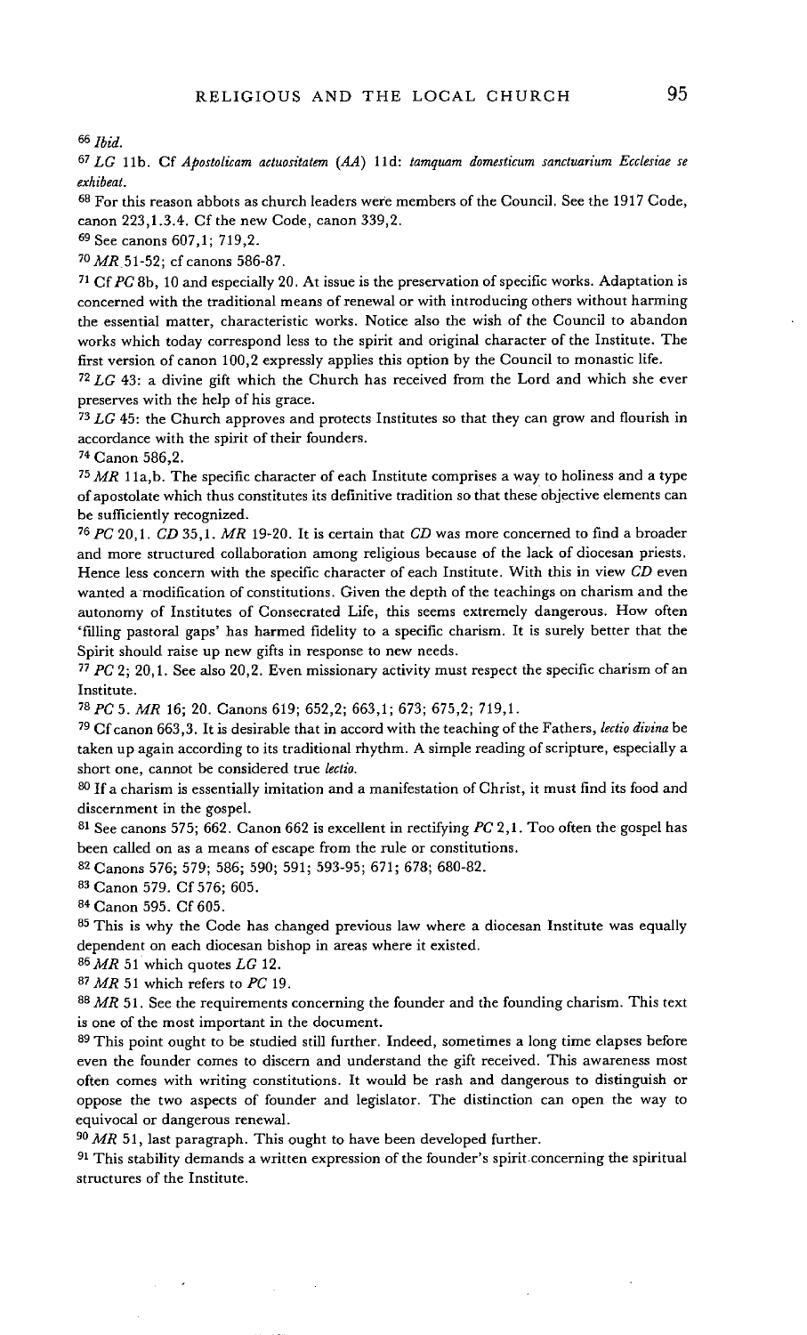[66] *Ibid.*

[67] *LG* 11b. Cf *Apostolicam actuositatem (AA)* 11d: *tamquam domesticum sanctuarium Ecclesiae se exhibeat.*

[68] For this reason abbots as church leaders were members of the Council. See the 1917 Code, canon 223,1.3.4. Cf the new Code, canon 339,2.

[69] See canons 607,1; 719,2.

[70] *MR* 51-52; cf canons 586-87.

[71] Cf *PC* 8b, 10 and especially 20. At issue is the preservation of specific works. Adaptation is concerned with the traditional means of renewal or with introducing others without harming the essential matter, characteristic works. Notice also the wish of the Council to abandon works which today correspond less to the spirit and original character of the Institute. The first version of canon 100,2 expressly applies this option by the Council to monastic life.

[72] *LG* 43: a divine gift which the Church has received from the Lord and which she ever preserves with the help of his grace.

[73] *LG* 45: the Church approves and protects Institutes so that they can grow and flourish in accordance with the spirit of their founders.

[74] Canon 586,2.

[75] *MR* 11a,b. The specific character of each Institute comprises a way to holiness and a type of apostolate which thus constitutes its definitive tradition so that these objective elements can be sufficiently recognized.

[76] *PC* 20,1. *CD* 35,1. *MR* 19-20. It is certain that *CD* was more concerned to find a broader and more structured collaboration among religious because of the lack of diocesan priests. Hence less concern with the specific character of each Institute. With this in view *CD* even wanted a modification of constitutions. Given the depth of the teachings on charism and the autonomy of Institutes of Consecrated Life, this seems extremely dangerous. How often 'filling pastoral gaps' has harmed fidelity to a specific charism. It is surely better that the Spirit should raise up new gifts in response to new needs.

[77] *PC* 2; 20,1. See also 20,2. Even missionary activity must respect the specific charism of an Institute.

[78] *PC* 5. *MR* 16; 20. Canons 619; 652,2; 663,1; 673; 675,2; 719,1.

[79] Cf canon 663,3. It is desirable that in accord with the teaching of the Fathers, *lectio divina* be taken up again according to its traditional rhythm. A simple reading of scripture, especially a short one, cannot be considered true *lectio.*

[80] If a charism is essentially imitation and a manifestation of Christ, it must find its food and discernment in the gospel.

[81] See canons 575; 662. Canon 662 is excellent in rectifying *PC* 2,1. Too often the gospel has been called on as a means of escape from the rule or constitutions.

[82] Canons 576; 579; 586; 590; 591; 593-95; 671; 678; 680-82.

[83] Canon 579. Cf 576; 605.

[84] Canon 595. Cf 605.

[85] This is why the Code has changed previous law where a diocesan Institute was equally dependent on each diocesan bishop in areas where it existed.

[86] *MR* 51 which quotes *LG* 12.

[87] *MR* 51 which refers to *PC* 19.

[88] *MR* 51. See the requirements concerning the founder and the founding charism. This text is one of the most important in the document.

[89] This point ought to be studied still further. Indeed, sometimes a long time elapses before even the founder comes to discern and understand the gift received. This awareness most often comes with writing constitutions. It would be rash and dangerous to distinguish or oppose the two aspects of founder and legislator. The distinction can open the way to equivocal or dangerous renewal.

[90] *MR* 51, last paragraph. This ought to have been developed further.

[91] This stability demands a written expression of the founder's spirit concerning the spiritual structures of the Institute.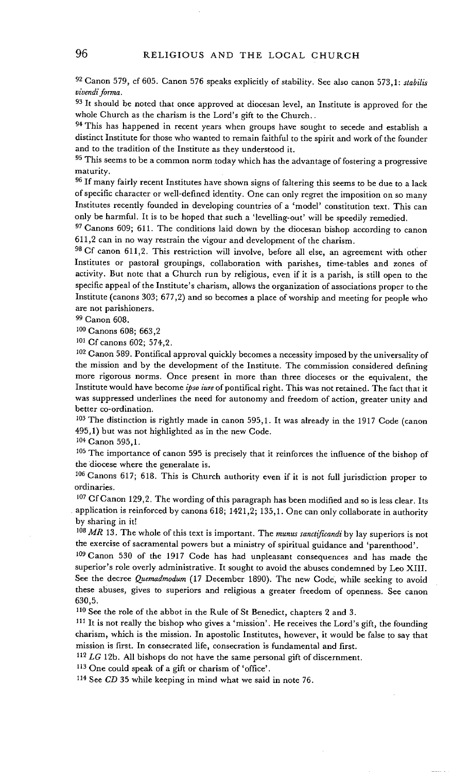[92] Canon 579, cf 605. Canon 576 speaks explicitly of stability. See also canon 573,1: *stabilis vivendi forma*.

[93] It should be noted that once approved at diocesan level, an Institute is approved for the whole Church as the charism is the Lord's gift to the Church..

[94] This has happened in recent years when groups have sought to secede and establish a distinct Institute for those who wanted to remain faithful to the spirit and work of the founder and to the tradition of the Institute as they understood it.

[95] This seems to be a common norm today which has the advantage of fostering a progressive maturity.

[96] If many fairly recent Institutes have shown signs of faltering this seems to be due to a lack of specific character or well-defined identity. One can only regret the imposition on so many Institutes recently founded in developing countries of a 'model' constitution text. This can only be harmful. It is to be hoped that such a 'levelling-out' will be speedily remedied.

[97] Canons 609; 611. The conditions laid down by the diocesan bishop according to canon 611,2 can in no way restrain the vigour and development of the charism.

[98] Cf canon 611,2. This restriction will involve, before all else, an agreement with other Institutes or pastoral groupings, collaboration with parishes, time-tables and zones of activity. But note that a Church run by religious, even if it is a parish, is still open to the specific appeal of the Institute's charism, allows the organization of associations proper to the Institute (canons 303; 677,2) and so becomes a place of worship and meeting for people who are not parishioners.

[99] Canon 608.

[100] Canons 608; 663,2

[101] Cf canons 602; 574,2.

[102] Canon 589. Pontifical approval quickly becomes a necessity imposed by the universality of the mission and by the development of the Institute. The commission considered defining more rigorous norms. Once present in more than three dioceses or the equivalent, the Institute would have become *ipso iure* of pontifical right. This was not retained. The fact that it was suppressed underlines the need for autonomy and freedom of action, greater unity and better co-ordination.

[103] The distinction is rightly made in canon 595,1. It was already in the 1917 Code (canon 495,1) but was not highlighted as in the new Code.

[104] Canon 595,1.

[105] The importance of canon 595 is precisely that it reinforces the influence of the bishop of the diocese where the generalate is.

[106] Canons 617; 618. This is Church authority even if it is not full jurisdiction proper to ordinaries.

[107] Cf Canon 129,2. The wording of this paragraph has been modified and so is less clear. Its application is reinforced by canons 618; 1421,2; 135,1. One can only collaborate in authority by sharing in it!

[108] *MR* 13. The whole of this text is important. The *munus sanctificandi* by lay superiors is not the exercise of sacramental powers but a ministry of spiritual guidance and 'parenthood'.

[109] Canon 530 of the 1917 Code has had unpleasant consequences and has made the superior's role overly administrative. It sought to avoid the abuses condemned by Leo XIII. See the decree *Quemadmodum* (17 December 1890). The new Code, while seeking to avoid these abuses, gives to superiors and religious a greater freedom of openness. See canon 630,5.

[110] See the role of the abbot in the Rule of St Benedict, chapters 2 and 3.

[111] It is not really the bishop who gives a 'mission'. He receives the Lord's gift, the founding charism, which is the mission. In apostolic Institutes, however, it would be false to say that mission is first. In consecrated life, consecration is fundamental and first.

[112] *LG* 12b. All bishops do not have the same personal gift of discernment.

[113] One could speak of a gift or charism of 'office'.

[114] See *CD* 35 while keeping in mind what we said in note 76.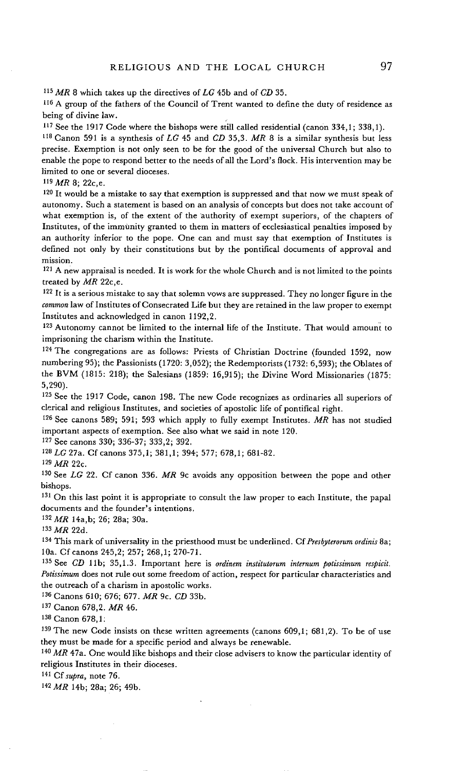[115] *MR* 8 which takes up the directives of *LG* 45b and of *CD* 35.

[116] A group of the fathers of the Council of Trent wanted to define the duty of residence as being of divine law.

[117] See the 1917 Code where the bishops were still called residential (canon 334,1; 338,1).

[118] Canon 591 is a synthesis of *LG* 45 and *CD* 35,3. *MR* 8 is a similar synthesis but less precise. Exemption is not only seen to be for the good of the universal Church but also to enable the pope to respond better to the needs of all the Lord's flock. His intervention may be limited to one or several dioceses.

[119] *MR* 8; 22c,e.

[120] It would be a mistake to say that exemption is suppressed and that now we must speak of autonomy. Such a statement is based on an analysis of concepts but does not take account of what exemption is, of the extent of the authority of exempt superiors, of the chapters of Institutes, of the immunity granted to them in matters of ecclesiastical penalties imposed by an authority inferior to the pope. One can and must say that exemption of Institutes is defined not only by their constitutions but by the pontifical documents of approval and mission.

[121] A new appraisal is needed. It is work for the whole Church and is not limited to the points treated by *MR* 22c,e.

[122] It is a serious mistake to say that solemn vows are suppressed. They no longer figure in the *common* law of Institutes of Consecrated Life but they are retained in the law proper to exempt Institutes and acknowledged in canon 1192,2.

[123] Autonomy cannot be limited to the internal life of the Institute. That would amount to imprisoning the charism within the Institute.

[124] The congregations are as follows: Priests of Christian Doctrine (founded 1592, now numbering 95); the Passionists (1720: 3,052); the Redemptorists (1732: 6,593); the Oblates of the BVM (1815: 218); the Salesians (1859: 16,915); the Divine Word Missionaries (1875: 5,290).

[125] See the 1917 Code, canon 198. The new Code recognizes as ordinaries all superiors of clerical and religious Institutes, and societies of apostolic life of pontifical right.

[126] See canons 589; 591; 593 which apply to fully exempt Institutes. *MR* has not studied important aspects of exemption. See also what we said in note 120.

[127] See canons 330; 336-37; 333,2; 392.

[128] *LG* 27a. Cf canons 375,1; 381,1; 394; 577; 678,1; 681-82.

[129] *MR* 22c.

[130] See *LG* 22. Cf canon 336. *MR* 9c avoids any opposition between the pope and other bishops.

[131] On this last point it is appropriate to consult the law proper to each Institute, the papal documents and the founder's intentions.

[132] *MR* 14a,b; 26; 28a; 30a.

[133] *MR* 22d.

[134] This mark of universality in the priesthood must be underlined. Cf *Presbyterorum ordinis* 8a; 10a. Cf canons 245,2; 257; 268,1; 270-71.

[135] See *CD* 11b; 35,1.3. Important here is *ordinem institutorum internum potissimum respicit*. *Potissimum* does not rule out some freedom of action, respect for particular characteristics and the outreach of a charism in apostolic works.

[136] Canons 610; 676; 677. *MR* 9c. *CD* 33b.

[137] Canon 678,2. *MR* 46.

[138] Canon 678,1.

[139] The new Code insists on these written agreements (canons 609,1; 681,2). To be of use they must be made for a specific period and always be renewable.

[140] *MR* 47a. One would like bishops and their close advisers to know the particular identity of religious Institutes in their dioceses.

[141] Cf *supra*, note 76.

[142] *MR* 14b; 28a; 26; 49b.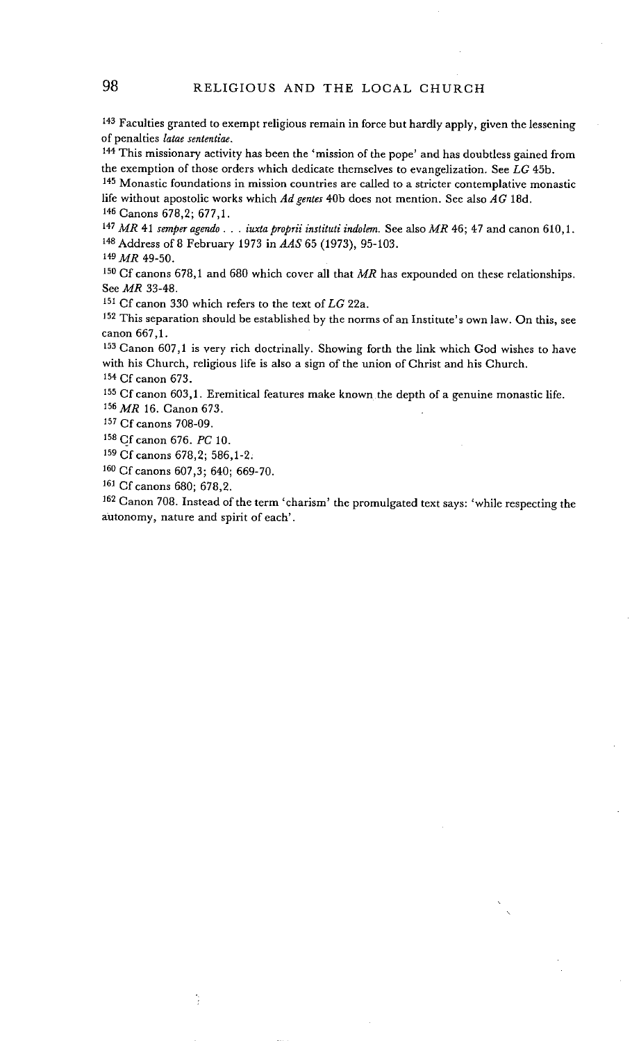[143] Faculties granted to exempt religious remain in force but hardly apply, given the lessening of penalties *latae sententiae*.

[144] This missionary activity has been the 'mission of the pope' and has doubtless gained from the exemption of those orders which dedicate themselves to evangelization. See *LG* 45b.

[145] Monastic foundations in mission countries are called to a stricter contemplative monastic life without apostolic works which *Ad gentes* 40b does not mention. See also *AG* 18d.

[146] Canons 678,2; 677,1.

[147] *MR* 41 *semper agendo . . . iuxta proprii instituti indolem.* See also *MR* 46; 47 and canon 610,1.

[148] Address of 8 February 1973 in *AAS* 65 (1973), 95-103.

[149] *MR* 49-50.

[150] Cf canons 678,1 and 680 which cover all that *MR* has expounded on these relationships. See *MR* 33-48.

[151] Cf canon 330 which refers to the text of *LG* 22a.

[152] This separation should be established by the norms of an Institute's own law. On this, see canon 667,1.

[153] Canon 607,1 is very rich doctrinally. Showing forth the link which God wishes to have with his Church, religious life is also a sign of the union of Christ and his Church.

[154] Cf canon 673.

[155] Cf canon 603,1. Eremitical features make known the depth of a genuine monastic life.

[156] *MR* 16. Canon 673.

[157] Cf canons 708-09.

[158] Cf canon 676. *PC* 10.

[159] Cf canons 678,2; 586,1-2.

[160] Cf canons 607,3; 640; 669-70.

[161] Cf canons 680; 678,2.

[162] Canon 708. Instead of the term 'charism' the promulgated text says: 'while respecting the autonomy, nature and spirit of each'.